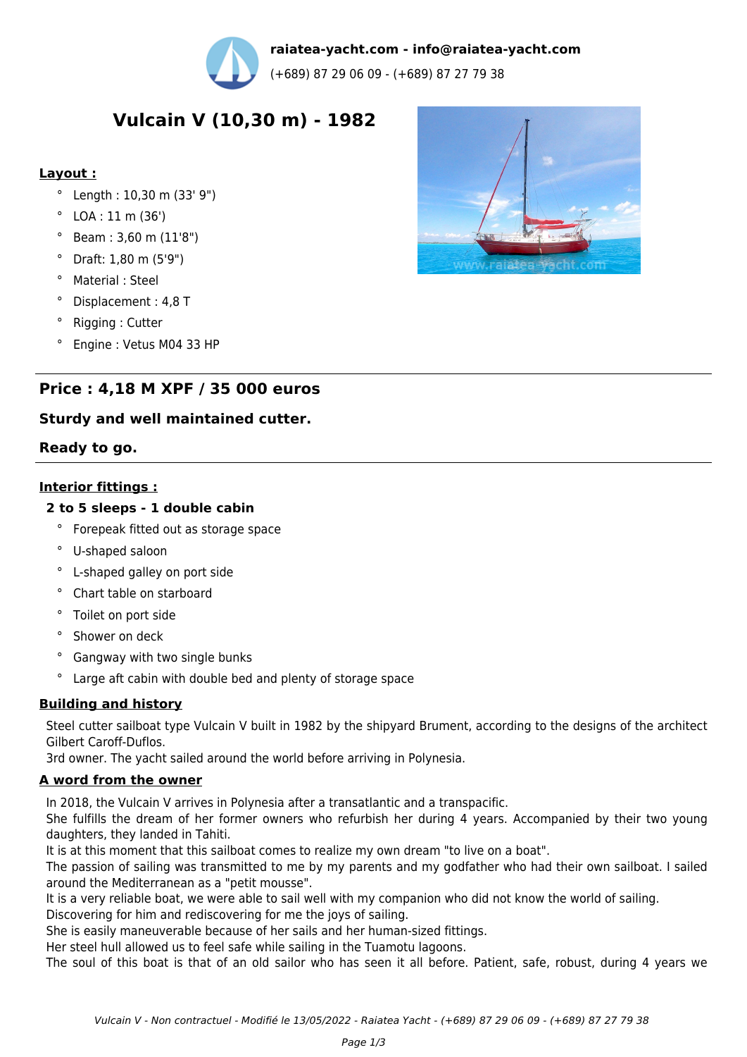**raiatea-yacht.com - info@raiatea-yacht.com**

(+689) 87 29 06 09 - (+689) 87 27 79 38

# Vulcain V (10,30 m) - 1982

**Layout :**

- Length : 10,30 m (33' 9")
- LOA : 11 m (36')
- Beam : 3,60 m (11'8")
- Draft: 1,80 m (5'9")
- Material : Steel
- Displacement : 4,8 T
- Rigging : Cutter
- Engine : Vetus M04 33 HP

## Price : 4,18 M XPF / 35 000 euros

### Sturdy and well maintained cutter.

### Ready to go.

**Interior fittings :**

**2 to 5 sleeps - 1 double cabin**

- Forepeak fitted out as storage space
- U-shaped saloon
- L-shaped galley on port side
- Chart table on starboard
- Toilet on port side
- Shower on deck
- Gangway with two single bunks
- Large aft cabin with double bed and plenty of storage space

**Building and history**

Steel cutter sailboat type Vulcain V built in 1982 by the shipyard Brument, according to the designs of the architect Gilbert Caroff-Duflos.
3rd owner. The yacht sailed around the world before arriving in Polynesia.

**A word from the owner**

In 2018, the Vulcain V arrives in Polynesia after a transatlantic and a transpacific.
She fulfills the dream of her former owners who refurbish her during 4 years. Accompanied by their two young daughters, they landed in Tahiti.
It is at this moment that this sailboat comes to realize my own dream "to live on a boat".
The passion of sailing was transmitted to me by my parents and my godfather who had their own sailboat. I sailed around the Mediterranean as a "petit mousse".
It is a very reliable boat, we were able to sail well with my companion who did not know the world of sailing.
Discovering for him and rediscovering for me the joys of sailing.
She is easily maneuverable because of her sails and her human-sized fittings.
Her steel hull allowed us to feel safe while sailing in the Tuamotu lagoons.
The soul of this boat is that of an old sailor who has seen it all before. Patient, safe, robust, during 4 years we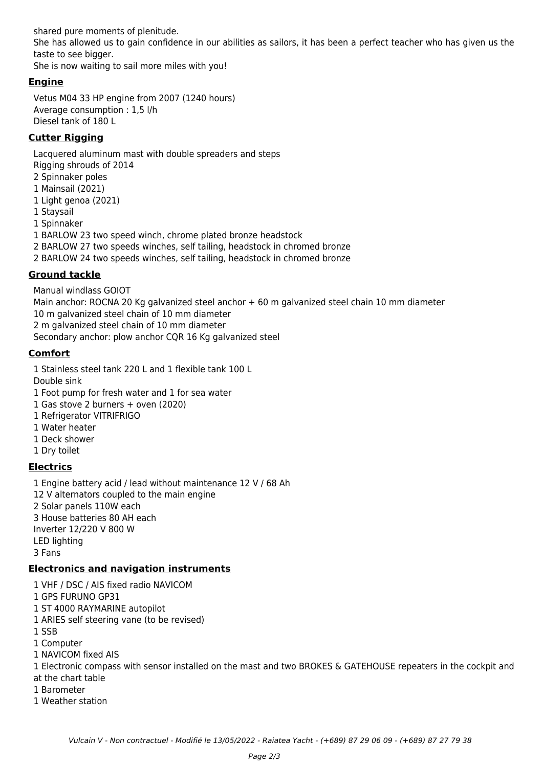shared pure moments of plenitude.
She has allowed us to gain confidence in our abilities as sailors, it has been a perfect teacher who has given us the taste to see bigger.
She is now waiting to sail more miles with you!

## Engine

Vetus M04 33 HP engine from 2007 (1240 hours)
Average consumption : 1,5 l/h
Diesel tank of 180 L

## Cutter Rigging

Lacquered aluminum mast with double spreaders and steps
Rigging shrouds of 2014
2 Spinnaker poles
1 Mainsail (2021)
1 Light genoa (2021)
1 Staysail
1 Spinnaker
1 BARLOW 23 two speed winch, chrome plated bronze headstock
2 BARLOW 27 two speeds winches, self tailing, headstock in chromed bronze
2 BARLOW 24 two speeds winches, self tailing, headstock in chromed bronze

## Ground tackle

Manual windlass GOIOT
Main anchor: ROCNA 20 Kg galvanized steel anchor + 60 m galvanized steel chain 10 mm diameter
10 m galvanized steel chain of 10 mm diameter
2 m galvanized steel chain of 10 mm diameter
Secondary anchor: plow anchor CQR 16 Kg galvanized steel

## Comfort

1 Stainless steel tank 220 L and 1 flexible tank 100 L
Double sink
1 Foot pump for fresh water and 1 for sea water
1 Gas stove 2 burners + oven (2020)
1 Refrigerator VITRIFRIGO
1 Water heater
1 Deck shower
1 Dry toilet

## Electrics

1 Engine battery acid / lead without maintenance 12 V / 68 Ah
12 V alternators coupled to the main engine
2 Solar panels 110W each
3 House batteries 80 AH each
Inverter 12/220 V 800 W
LED lighting
3 Fans

## Electronics and navigation instruments

1 VHF / DSC / AIS fixed radio NAVICOM
1 GPS FURUNO GP31
1 ST 4000 RAYMARINE autopilot
1 ARIES self steering vane (to be revised)
1 SSB
1 Computer
1 NAVICOM fixed AIS
1 Electronic compass with sensor installed on the mast and two BROKES & GATEHOUSE repeaters in the cockpit and at the chart table
1 Barometer
1 Weather station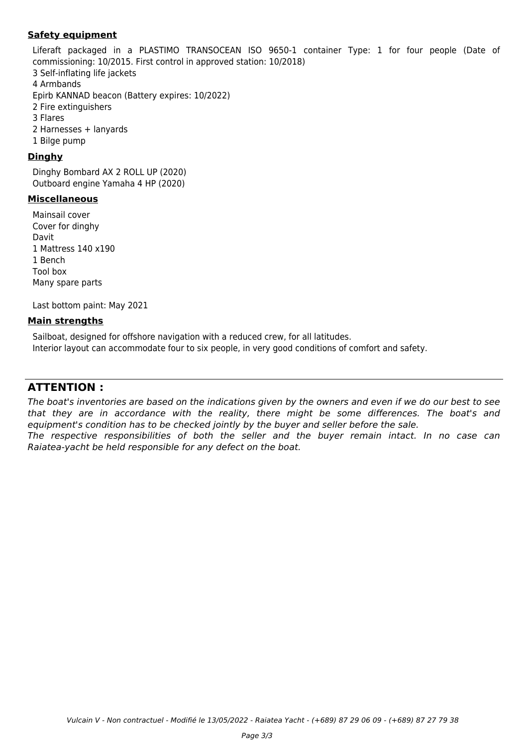#### **Safety equipment**

Liferaft packaged in a PLASTIMO TRANSOCEAN ISO 9650-1 container Type: 1 for four people (Date of commissioning: 10/2015. First control in approved station: 10/2018)
3 Self-inflating life jackets
4 Armbands
Epirb KANNAD beacon (Battery expires: 10/2022)
2 Fire extinguishers
3 Flares
2 Harnesses + lanyards
1 Bilge pump

#### **Dinghy**

Dinghy Bombard AX 2 ROLL UP (2020)
Outboard engine Yamaha 4 HP (2020)

#### **Miscellaneous**

Mainsail cover
Cover for dinghy
Davit
1 Mattress 140 x190
1 Bench
Tool box
Many spare parts

Last bottom paint: May 2021

#### **Main strengths**

Sailboat, designed for offshore navigation with a reduced crew, for all latitudes.
Interior layout can accommodate four to six people, in very good conditions of comfort and safety.

---

## ATTENTION :

*The boat's inventories are based on the indications given by the owners and even if we do our best to see that they are in accordance with the reality, there might be some differences. The boat's and equipment's condition has to be checked jointly by the buyer and seller before the sale.*
*The respective responsibilities of both the seller and the buyer remain intact. In no case can Raiatea-yacht be held responsible for any defect on the boat.*